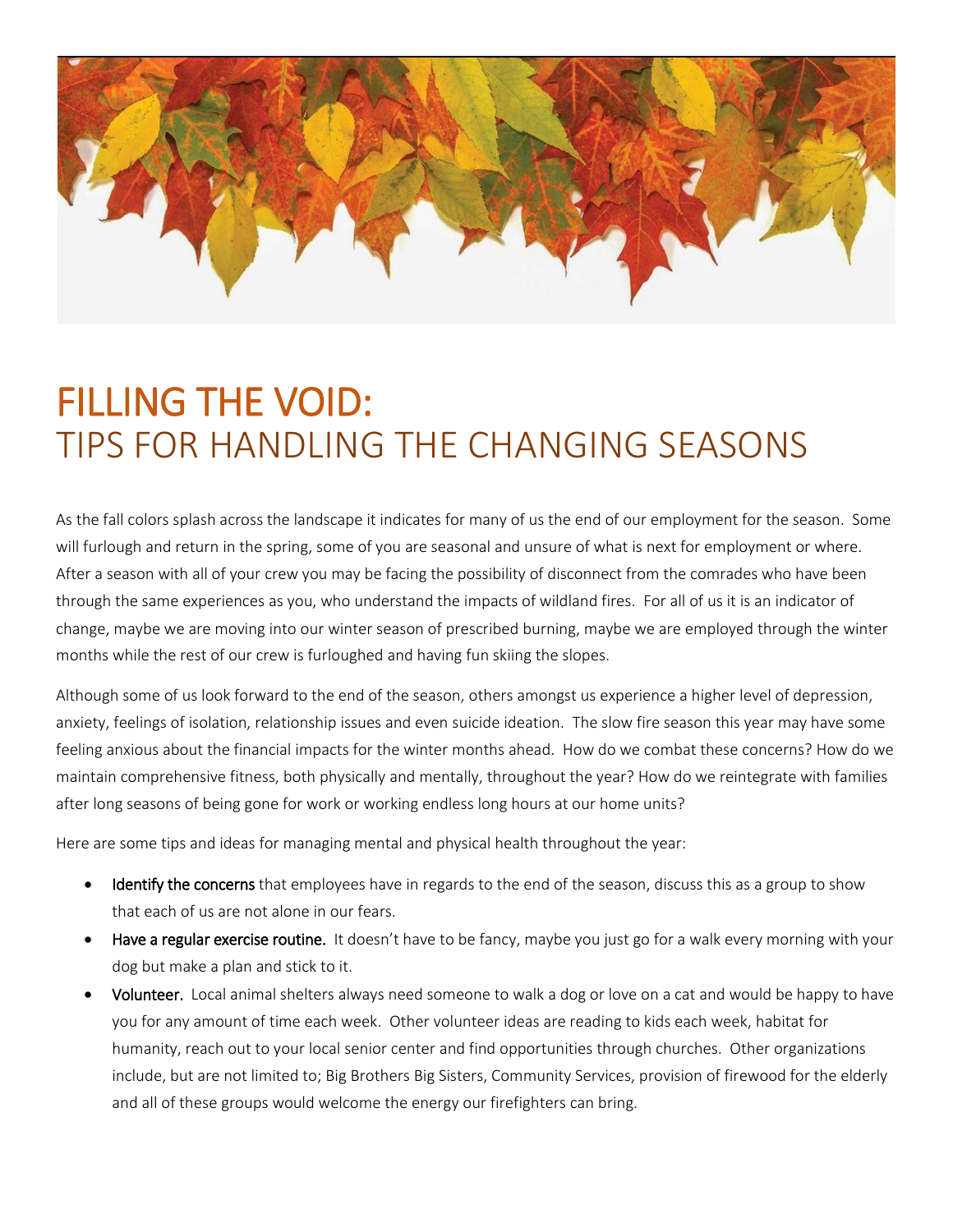# FILLING THE VOID:
## TIPS FOR HANDLING THE CHANGING SEASONS

As the fall colors splash across the landscape it indicates for many of us the end of our employment for the season. Some will furlough and return in the spring, some of you are seasonal and unsure of what is next for employment or where. After a season with all of your crew you may be facing the possibility of disconnect from the comrades who have been through the same experiences as you, who understand the impacts of wildland fires. For all of us it is an indicator of change, maybe we are moving into our winter season of prescribed burning, maybe we are employed through the winter months while the rest of our crew is furloughed and having fun skiing the slopes.

Although some of us look forward to the end of the season, others amongst us experience a higher level of depression, anxiety, feelings of isolation, relationship issues and even suicide ideation. The slow fire season this year may have some feeling anxious about the financial impacts for the winter months ahead. How do we combat these concerns? How do we maintain comprehensive fitness, both physically and mentally, throughout the year? How do we reintegrate with families after long seasons of being gone for work or working endless long hours at our home units?

Here are some tips and ideas for managing mental and physical health throughout the year:

- **Identify the concerns** that employees have in regards to the end of the season, discuss this as a group to show that each of us are not alone in our fears.
- **Have a regular exercise routine.** It doesn't have to be fancy, maybe you just go for a walk every morning with your dog but make a plan and stick to it.
- **Volunteer.** Local animal shelters always need someone to walk a dog or love on a cat and would be happy to have you for any amount of time each week. Other volunteer ideas are reading to kids each week, habitat for humanity, reach out to your local senior center and find opportunities through churches. Other organizations include, but are not limited to; Big Brothers Big Sisters, Community Services, provision of firewood for the elderly and all of these groups would welcome the energy our firefighters can bring.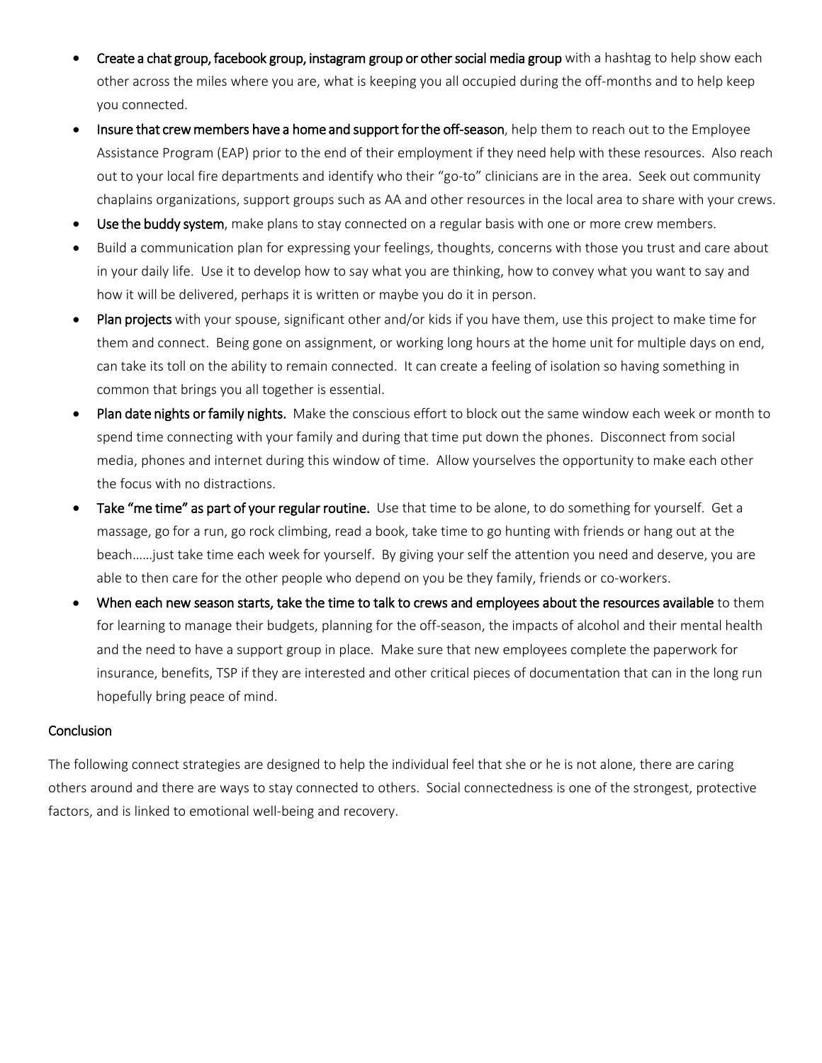- **Create a chat group, facebook group, instagram group or other social media group** with a hashtag to help show each other across the miles where you are, what is keeping you all occupied during the off-months and to help keep you connected.
- **Insure that crew members have a home and support for the off-season**, help them to reach out to the Employee Assistance Program (EAP) prior to the end of their employment if they need help with these resources. Also reach out to your local fire departments and identify who their "go-to" clinicians are in the area. Seek out community chaplains organizations, support groups such as AA and other resources in the local area to share with your crews.
- **Use the buddy system**, make plans to stay connected on a regular basis with one or more crew members.
- Build a communication plan for expressing your feelings, thoughts, concerns with those you trust and care about in your daily life. Use it to develop how to say what you are thinking, how to convey what you want to say and how it will be delivered, perhaps it is written or maybe you do it in person.
- **Plan projects** with your spouse, significant other and/or kids if you have them, use this project to make time for them and connect. Being gone on assignment, or working long hours at the home unit for multiple days on end, can take its toll on the ability to remain connected. It can create a feeling of isolation so having something in common that brings you all together is essential.
- **Plan date nights or family nights.** Make the conscious effort to block out the same window each week or month to spend time connecting with your family and during that time put down the phones. Disconnect from social media, phones and internet during this window of time. Allow yourselves the opportunity to make each other the focus with no distractions.
- **Take "me time" as part of your regular routine.** Use that time to be alone, to do something for yourself. Get a massage, go for a run, go rock climbing, read a book, take time to go hunting with friends or hang out at the beach……just take time each week for yourself. By giving your self the attention you need and deserve, you are able to then care for the other people who depend on you be they family, friends or co-workers.
- **When each new season starts, take the time to talk to crews and employees about the resources available** to them for learning to manage their budgets, planning for the off-season, the impacts of alcohol and their mental health and the need to have a support group in place. Make sure that new employees complete the paperwork for insurance, benefits, TSP if they are interested and other critical pieces of documentation that can in the long run hopefully bring peace of mind.

## Conclusion

The following connect strategies are designed to help the individual feel that she or he is not alone, there are caring others around and there are ways to stay connected to others. Social connectedness is one of the strongest, protective factors, and is linked to emotional well-being and recovery.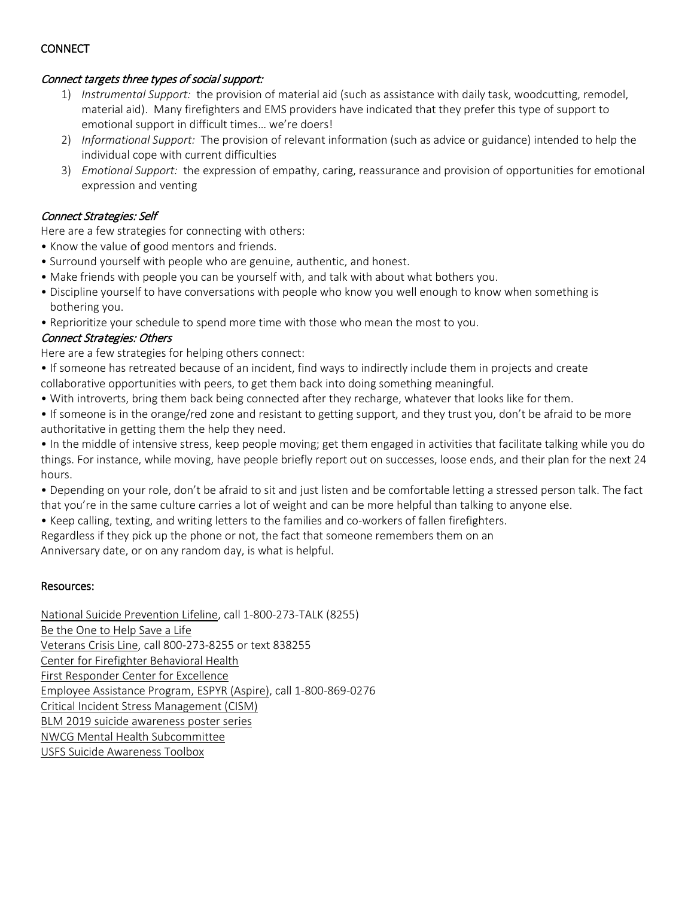## CONNECT

### *Connect targets three types of social support:*

1) *Instrumental Support:* the provision of material aid (such as assistance with daily task, woodcutting, remodel, material aid). Many firefighters and EMS providers have indicated that they prefer this type of support to emotional support in difficult times… we're doers!
2) *Informational Support:* The provision of relevant information (such as advice or guidance) intended to help the individual cope with current difficulties
3) *Emotional Support:* the expression of empathy, caring, reassurance and provision of opportunities for emotional expression and venting

### *Connect Strategies: Self*

Here are a few strategies for connecting with others:

- Know the value of good mentors and friends.
- Surround yourself with people who are genuine, authentic, and honest.
- Make friends with people you can be yourself with, and talk with about what bothers you.
- Discipline yourself to have conversations with people who know you well enough to know when something is bothering you.
- Reprioritize your schedule to spend more time with those who mean the most to you.

### *Connect Strategies: Others*

Here are a few strategies for helping others connect:

- If someone has retreated because of an incident, find ways to indirectly include them in projects and create collaborative opportunities with peers, to get them back into doing something meaningful.
- With introverts, bring them back being connected after they recharge, whatever that looks like for them.
- If someone is in the orange/red zone and resistant to getting support, and they trust you, don't be afraid to be more authoritative in getting them the help they need.
- In the middle of intensive stress, keep people moving; get them engaged in activities that facilitate talking while you do things. For instance, while moving, have people briefly report out on successes, loose ends, and their plan for the next 24 hours.
- Depending on your role, don't be afraid to sit and just listen and be comfortable letting a stressed person talk. The fact that you're in the same culture carries a lot of weight and can be more helpful than talking to anyone else.
- Keep calling, texting, and writing letters to the families and co-workers of fallen firefighters.

Regardless if they pick up the phone or not, the fact that someone remembers them on an Anniversary date, or on any random day, is what is helpful.

## Resources:

National Suicide Prevention Lifeline, call 1-800-273-TALK (8255)
Be the One to Help Save a Life
Veterans Crisis Line, call 800-273-8255 or text 838255
Center for Firefighter Behavioral Health
First Responder Center for Excellence
Employee Assistance Program, ESPYR (Aspire), call 1-800-869-0276
Critical Incident Stress Management (CISM)
BLM 2019 suicide awareness poster series
NWCG Mental Health Subcommittee
USFS Suicide Awareness Toolbox